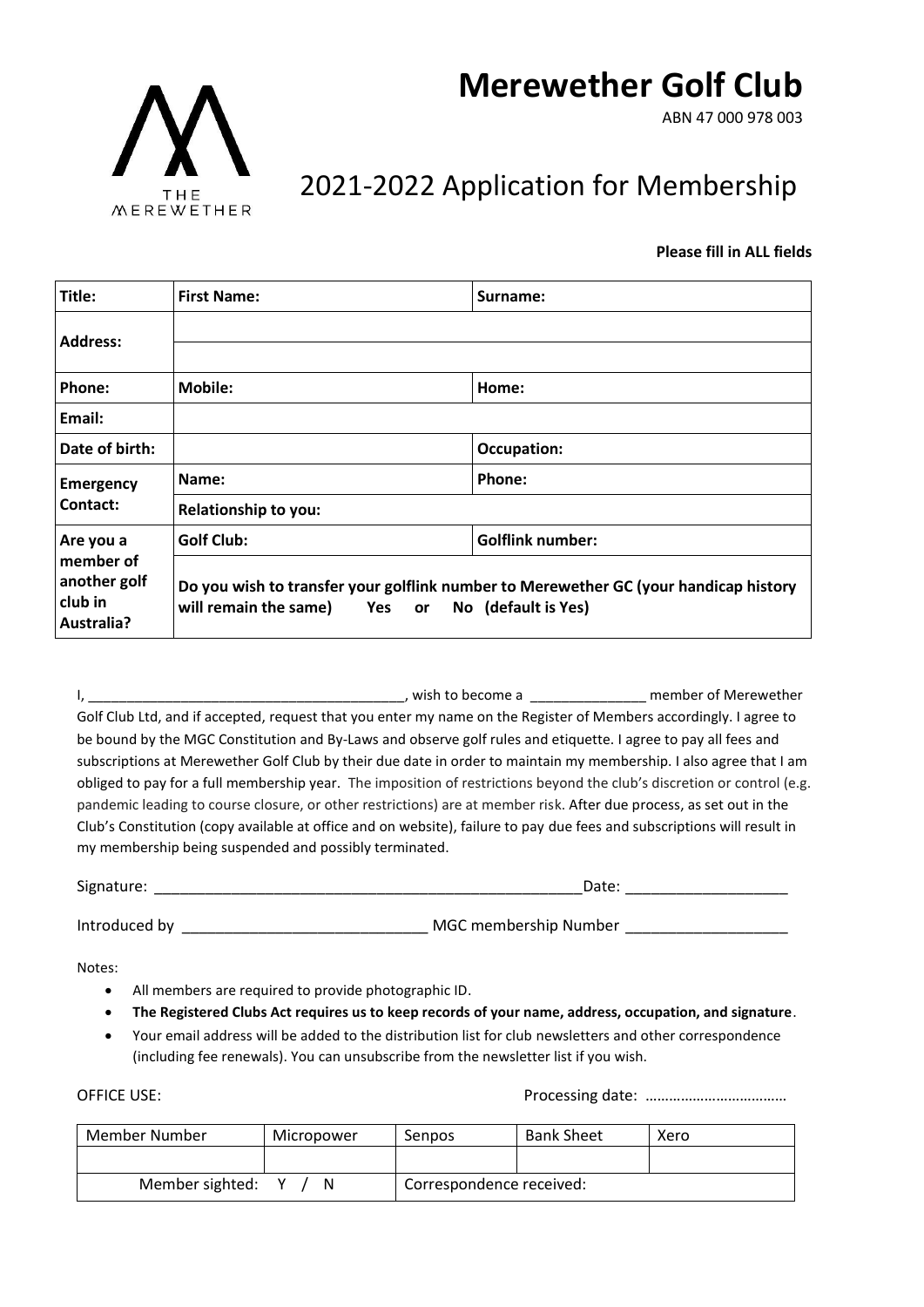# Merewether Golf Club

ABN 47 000 978 003

THE MEREWETHER

## 2021-2022 Application for Membership

**Please fill in ALL fields**

| **Title:** | **First Name:** | **Surname:** |
|---|---|---|
| **Address:** | | |
| | | |
| **Phone:** | **Mobile:** | **Home:** |
| **Email:** | | |
| **Date of birth:** | | **Occupation:** |
| **Emergency Contact:** | **Name:** | **Phone:** |
| | **Relationship to you:** | |
| **Are you a member of another golf club in Australia?** | **Golf Club:** | **Golflink number:** |
| | **Do you wish to transfer your golflink number to Merewether GC (your handicap history will remain the same) Yes or No (default is Yes)** | |

I, ________________________________________, wish to become a _______________ member of Merewether Golf Club Ltd, and if accepted, request that you enter my name on the Register of Members accordingly. I agree to be bound by the MGC Constitution and By-Laws and observe golf rules and etiquette. I agree to pay all fees and subscriptions at Merewether Golf Club by their due date in order to maintain my membership. I also agree that I am obliged to pay for a full membership year. The imposition of restrictions beyond the club's discretion or control (e.g. pandemic leading to course closure, or other restrictions) are at member risk. After due process, as set out in the Club's Constitution (copy available at office and on website), failure to pay due fees and subscriptions will result in my membership being suspended and possibly terminated.

Signature: ____________________________________________________Date: ___________________

Introduced by _____________________________ MGC membership Number ___________________

Notes:

- All members are required to provide photographic ID.
- **The Registered Clubs Act requires us to keep records of your name, address, occupation, and signature**.
- Your email address will be added to the distribution list for club newsletters and other correspondence (including fee renewals). You can unsubscribe from the newsletter list if you wish.

OFFICE USE: Processing date: ………………………………

| Member Number | Micropower | Senpos | Bank Sheet | Xero |
|---|---|---|---|---|
| | | | | |
| Member sighted: Y / N | | Correspondence received: | | |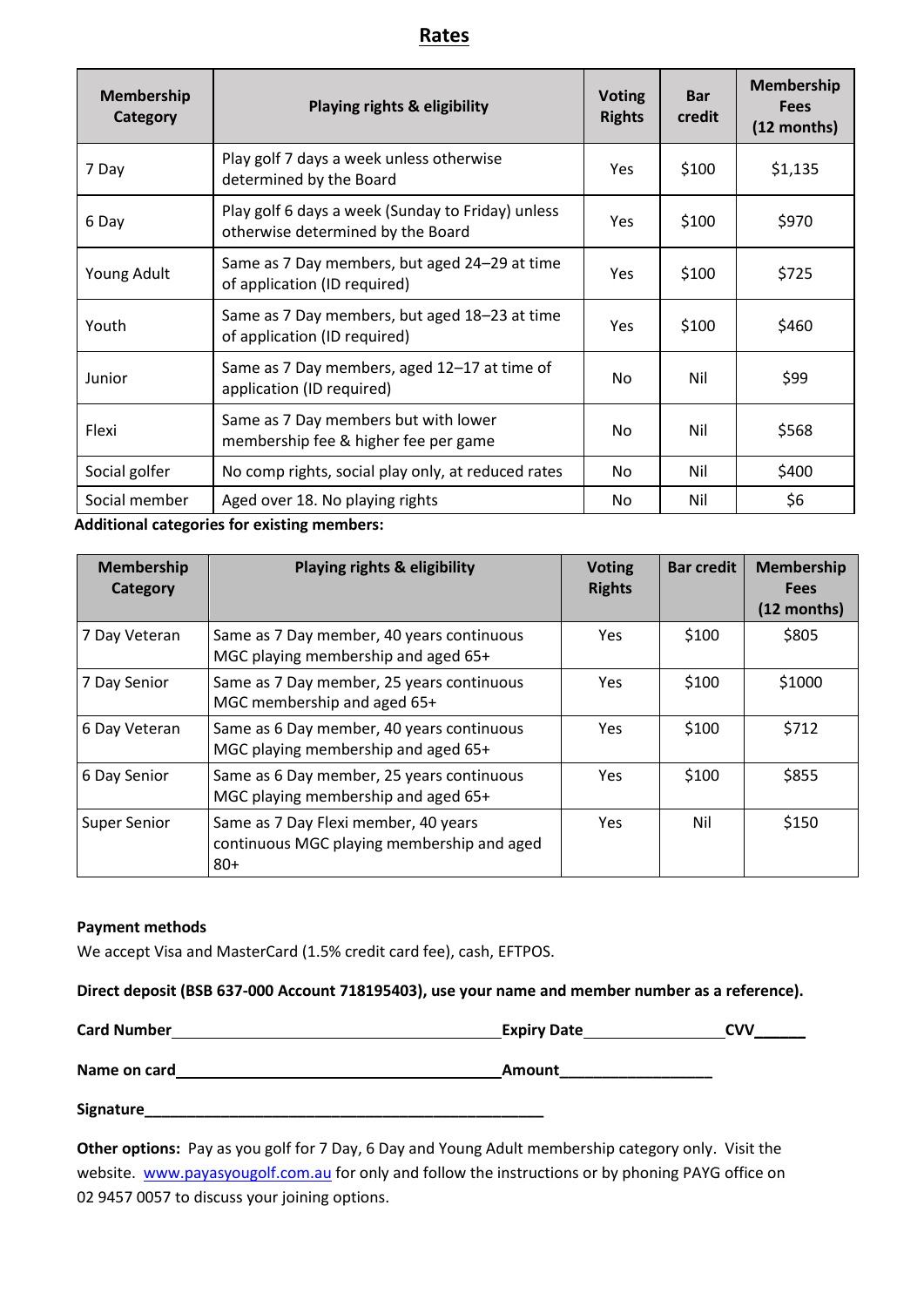## Rates

| Membership Category | Playing rights & eligibility | Voting Rights | Bar credit | Membership Fees (12 months) |
|---|---|---|---|---|
| 7 Day | Play golf 7 days a week unless otherwise determined by the Board | Yes | $100 | $1,135 |
| 6 Day | Play golf 6 days a week (Sunday to Friday) unless otherwise determined by the Board | Yes | $100 | $970 |
| Young Adult | Same as 7 Day members, but aged 24–29 at time of application (ID required) | Yes | $100 | $725 |
| Youth | Same as 7 Day members, but aged 18–23 at time of application (ID required) | Yes | $100 | $460 |
| Junior | Same as 7 Day members, aged 12–17 at time of application (ID required) | No | Nil | $99 |
| Flexi | Same as 7 Day members but with lower membership fee & higher fee per game | No | Nil | $568 |
| Social golfer | No comp rights, social play only, at reduced rates | No | Nil | $400 |
| Social member | Aged over 18. No playing rights | No | Nil | $6 |

**Additional categories for existing members:**

| Membership Category | Playing rights & eligibility | Voting Rights | Bar credit | Membership Fees (12 months) |
|---|---|---|---|---|
| 7 Day Veteran | Same as 7 Day member, 40 years continuous MGC playing membership and aged 65+ | Yes | $100 | $805 |
| 7 Day Senior | Same as 7 Day member, 25 years continuous MGC membership and aged 65+ | Yes | $100 | $1000 |
| 6 Day Veteran | Same as 6 Day member, 40 years continuous MGC playing membership and aged 65+ | Yes | $100 | $712 |
| 6 Day Senior | Same as 6 Day member, 25 years continuous MGC playing membership and aged 65+ | Yes | $100 | $855 |
| Super Senior | Same as 7 Day Flexi member, 40 years continuous MGC playing membership and aged 80+ | Yes | Nil | $150 |

**Payment methods**

We accept Visa and MasterCard (1.5% credit card fee), cash, EFTPOS.

**Direct deposit (BSB 637-000 Account 718195403), use your name and member number as a reference).**

**Card Number**______________________________ **Expiry Date**______________ **CVV**______

**Name on card**______________________________ **Amount**__________________

**Signature**__________________________________________________

**Other options:** Pay as you golf for 7 Day, 6 Day and Young Adult membership category only. Visit the website. www.payasyougolf.com.au for only and follow the instructions or by phoning PAYG office on 02 9457 0057 to discuss your joining options.